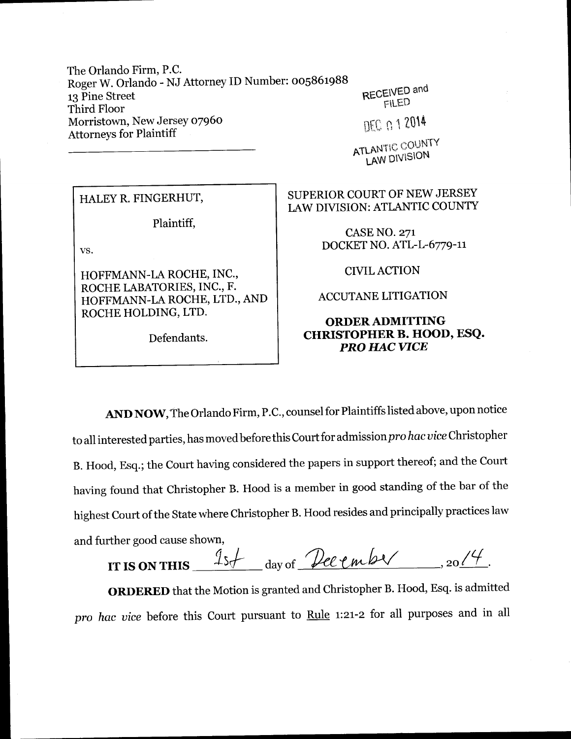The Orlando Firm, P.C.
Roger W. Orlando - NJ Attorney ID Number: 005861988
13 Pine Street
Third Floor
Morristown, New Jersey 07960
Attorneys for Plaintiff

RECEIVED and FILED

DEC 01 2014

ATLANTIC COUNTY LAW DIVISION

| | |
|---|---|
| HALEY R. FINGERHUT,<br><br>Plaintiff,<br><br>vs.<br><br>HOFFMANN-LA ROCHE, INC., ROCHE LABATORIES, INC., F. HOFFMANN-LA ROCHE, LTD., AND ROCHE HOLDING, LTD.<br><br>Defendants. | SUPERIOR COURT OF NEW JERSEY<br>LAW DIVISION: ATLANTIC COUNTY<br><br>CASE NO. 271<br>DOCKET NO. ATL-L-6779-11<br><br>CIVIL ACTION<br><br>ACCUTANE LITIGATION<br><br>**ORDER ADMITTING CHRISTOPHER B. HOOD, ESQ. *PRO HAC VICE*** |

**AND NOW**, The Orlando Firm, P.C., counsel for Plaintiffs listed above, upon notice to all interested parties, has moved before this Court for admission *pro hac vice* Christopher B. Hood, Esq.; the Court having considered the papers in support thereof; and the Court having found that Christopher B. Hood is a member in good standing of the bar of the highest Court of the State where Christopher B. Hood resides and principally practices law and further good cause shown,

**IT IS ON THIS** 1st day of December, 2014.

**ORDERED** that the Motion is granted and Christopher B. Hood, Esq. is admitted *pro hac vice* before this Court pursuant to Rule 1:21-2 for all purposes and in all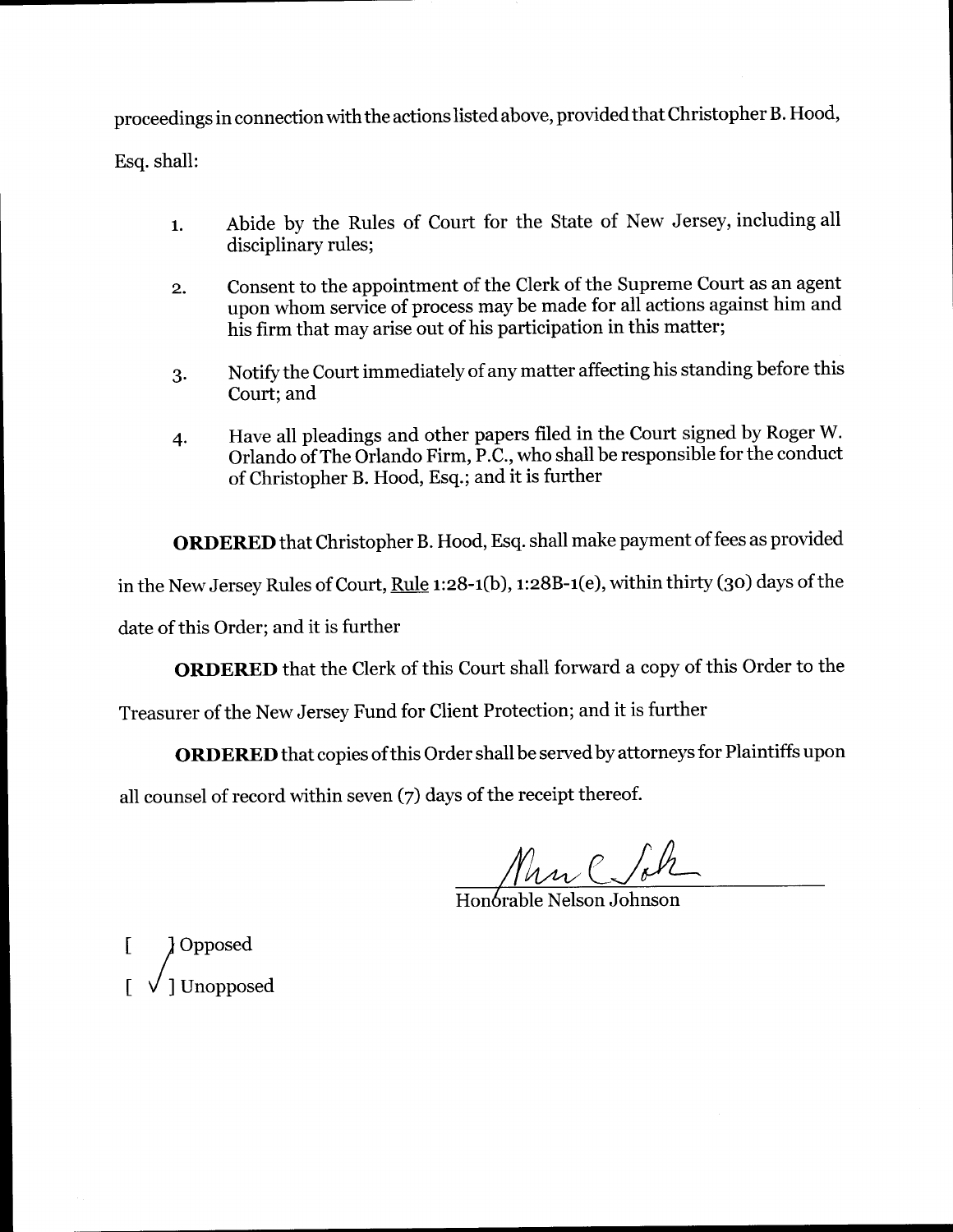proceedings in connection with the actions listed above, provided that Christopher B. Hood, Esq. shall:

1. Abide by the Rules of Court for the State of New Jersey, including all disciplinary rules;
2. Consent to the appointment of the Clerk of the Supreme Court as an agent upon whom service of process may be made for all actions against him and his firm that may arise out of his participation in this matter;
3. Notify the Court immediately of any matter affecting his standing before this Court; and
4. Have all pleadings and other papers filed in the Court signed by Roger W. Orlando of The Orlando Firm, P.C., who shall be responsible for the conduct of Christopher B. Hood, Esq.; and it is further

**ORDERED** that Christopher B. Hood, Esq. shall make payment of fees as provided in the New Jersey Rules of Court, Rule 1:28-1(b), 1:28B-1(e), within thirty (30) days of the date of this Order; and it is further

**ORDERED** that the Clerk of this Court shall forward a copy of this Order to the Treasurer of the New Jersey Fund for Client Protection; and it is further

**ORDERED** that copies of this Order shall be served by attorneys for Plaintiffs upon all counsel of record within seven (7) days of the receipt thereof.

Honorable Nelson Johnson

[ ] Opposed

[ √ ] Unopposed